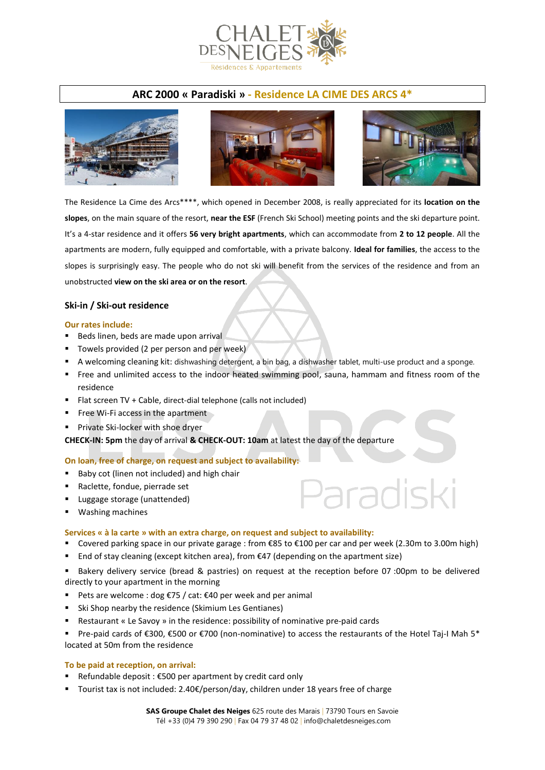# ARC 2000 « Paradiski » - Residence LA CIME DES ARCS 4*

The Residence La Cime des Arcs****, which opened in December 2008, is really appreciated for its **location on the slopes**, on the main square of the resort, **near the ESF** (French Ski School) meeting points and the ski departure point. It's a 4-star residence and it offers **56 very bright apartments**, which can accommodate from **2 to 12 people**. All the apartments are modern, fully equipped and comfortable, with a private balcony. **Ideal for families**, the access to the slopes is surprisingly easy. The people who do not ski will benefit from the services of the residence and from an unobstructed **view on the ski area or on the resort**.

## Ski-in / Ski-out residence

**Our rates include:**

- Beds linen, beds are made upon arrival
- Towels provided (2 per person and per week)
- A welcoming cleaning kit: dishwashing detergent, a bin bag, a dishwasher tablet, multi-use product and a sponge.
- Free and unlimited access to the indoor heated swimming pool, sauna, hammam and fitness room of the residence
- Flat screen TV + Cable, direct-dial telephone (calls not included)
- Free Wi-Fi access in the apartment
- Private Ski-locker with shoe dryer

**CHECK-IN: 5pm** the day of arrival **& CHECK-OUT: 10am** at latest the day of the departure

**On loan, free of charge, on request and subject to availability:**

- Baby cot (linen not included) and high chair
- Raclette, fondue, pierrade set
- Luggage storage (unattended)
- Washing machines

**Services « à la carte » with an extra charge, on request and subject to availability:**

- Covered parking space in our private garage : from €85 to €100 per car and per week (2.30m to 3.00m high)
- End of stay cleaning (except kitchen area), from €47 (depending on the apartment size)
- Bakery delivery service (bread & pastries) on request at the reception before 07 :00pm to be delivered directly to your apartment in the morning
- Pets are welcome : dog €75 / cat: €40 per week and per animal
- Ski Shop nearby the residence (Skimium Les Gentianes)
- Restaurant « Le Savoy » in the residence: possibility of nominative pre-paid cards
- Pre-paid cards of €300, €500 or €700 (non-nominative) to access the restaurants of the Hotel Taj-I Mah 5* located at 50m from the residence

**To be paid at reception, on arrival:**

- Refundable deposit : €500 per apartment by credit card only
- Tourist tax is not included: 2.40€/person/day, children under 18 years free of charge

**SAS Groupe Chalet des Neiges** 625 route des Marais | 73790 Tours en Savoie
Tél +33 (0)4 79 390 290 | Fax 04 79 37 48 02 | info@chaletdesneiges.com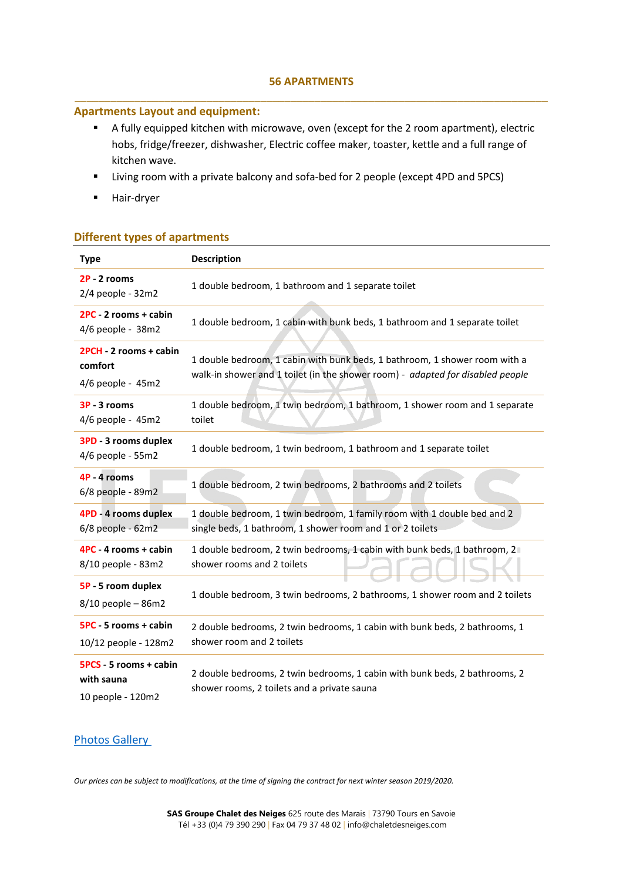## 56 APARTMENTS

### Apartments Layout and equipment:

- A fully equipped kitchen with microwave, oven (except for the 2 room apartment), electric hobs, fridge/freezer, dishwasher, Electric coffee maker, toaster, kettle and a full range of kitchen wave.
- Living room with a private balcony and sofa-bed for 2 people (except 4PD and 5PCS)
- Hair-dryer

### Different types of apartments

| Type | Description |
|---|---|
| **2P - 2 rooms**<br>2/4 people - 32m2 | 1 double bedroom, 1 bathroom and 1 separate toilet |
| **2PC - 2 rooms + cabin**<br>4/6 people - 38m2 | 1 double bedroom, 1 cabin with bunk beds, 1 bathroom and 1 separate toilet |
| **2PCH - 2 rooms + cabin comfort**<br>4/6 people - 45m2 | 1 double bedroom, 1 cabin with bunk beds, 1 bathroom, 1 shower room with a walk-in shower and 1 toilet (in the shower room) - *adapted for disabled people* |
| **3P - 3 rooms**<br>4/6 people - 45m2 | 1 double bedroom, 1 twin bedroom, 1 bathroom, 1 shower room and 1 separate toilet |
| **3PD - 3 rooms duplex**<br>4/6 people - 55m2 | 1 double bedroom, 1 twin bedroom, 1 bathroom and 1 separate toilet |
| **4P - 4 rooms**<br>6/8 people - 89m2 | 1 double bedroom, 2 twin bedrooms, 2 bathrooms and 2 toilets |
| **4PD - 4 rooms duplex**<br>6/8 people - 62m2 | 1 double bedroom, 1 twin bedroom, 1 family room with 1 double bed and 2 single beds, 1 bathroom, 1 shower room and 1 or 2 toilets |
| **4PC - 4 rooms + cabin**<br>8/10 people - 83m2 | 1 double bedroom, 2 twin bedrooms, 1 cabin with bunk beds, 1 bathroom, 2 shower rooms and 2 toilets |
| **5P - 5 room duplex**<br>8/10 people – 86m2 | 1 double bedroom, 3 twin bedrooms, 2 bathrooms, 1 shower room and 2 toilets |
| **5PC - 5 rooms + cabin**<br>10/12 people - 128m2 | 2 double bedrooms, 2 twin bedrooms, 1 cabin with bunk beds, 2 bathrooms, 1 shower room and 2 toilets |
| **5PCS - 5 rooms + cabin with sauna**<br>10 people - 120m2 | 2 double bedrooms, 2 twin bedrooms, 1 cabin with bunk beds, 2 bathrooms, 2 shower rooms, 2 toilets and a private sauna |

Photos Gallery

*Our prices can be subject to modifications, at the time of signing the contract for next winter season 2019/2020.*

**SAS Groupe Chalet des Neiges** 625 route des Marais | 73790 Tours en Savoie
Tél +33 (0)4 79 390 290 | Fax 04 79 37 48 02 | info@chaletdesneiges.com